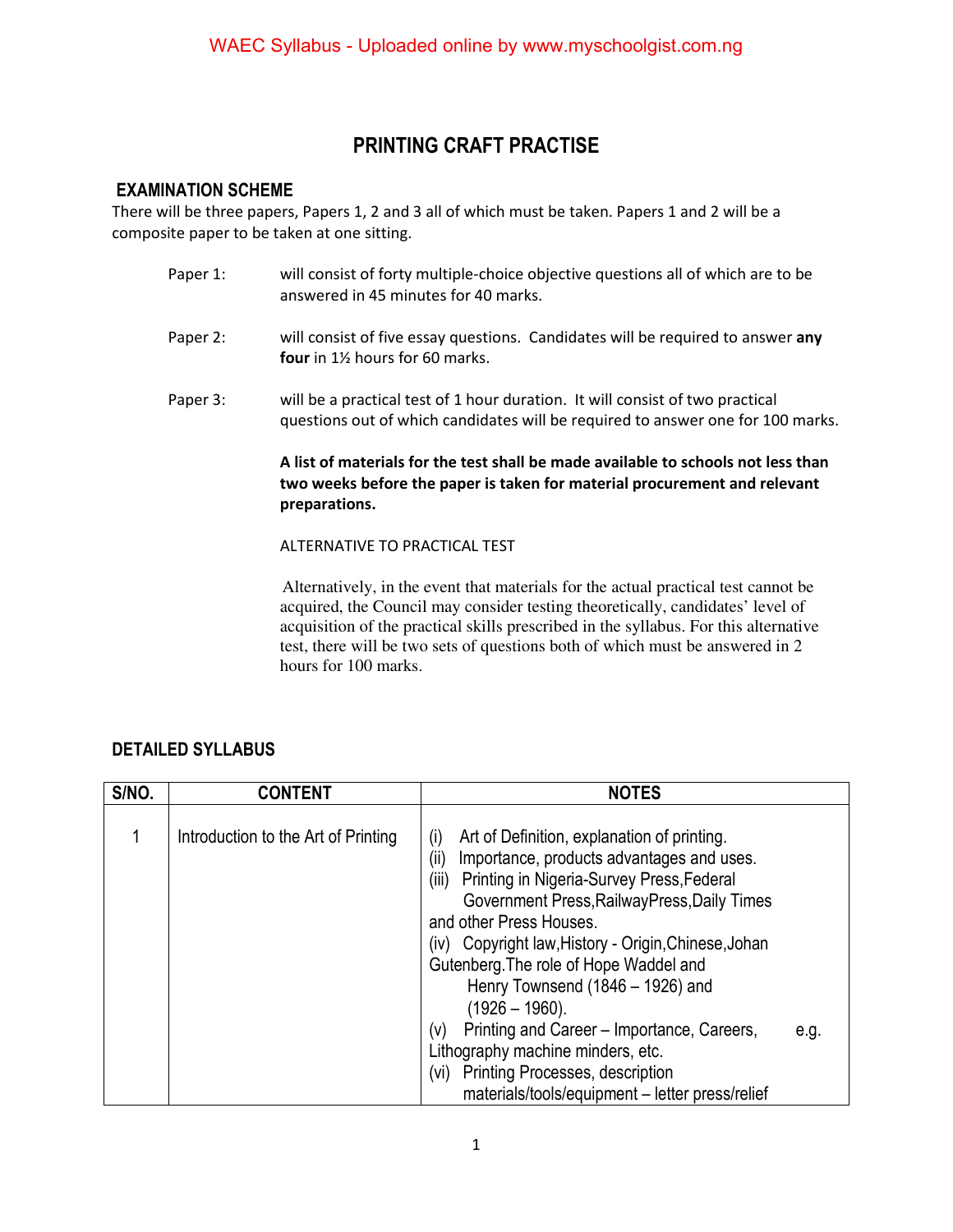# PRINTING CRAFT PRACTISE

## EXAMINATION SCHEME

There will be three papers, Papers 1, 2 and 3 all of which must be taken. Papers 1 and 2 will be a composite paper to be taken at one sitting.

Paper 1: will consist of forty multiple-choice objective questions all of which are to be answered in 45 minutes for 40 marks.

Paper 2: will consist of five essay questions. Candidates will be required to answer **any four** in 1½ hours for 60 marks.

Paper 3: will be a practical test of 1 hour duration. It will consist of two practical questions out of which candidates will be required to answer one for 100 marks.

**A list of materials for the test shall be made available to schools not less than two weeks before the paper is taken for material procurement and relevant preparations.**

ALTERNATIVE TO PRACTICAL TEST

Alternatively, in the event that materials for the actual practical test cannot be acquired, the Council may consider testing theoretically, candidates' level of acquisition of the practical skills prescribed in the syllabus. For this alternative test, there will be two sets of questions both of which must be answered in 2 hours for 100 marks.

## DETAILED SYLLABUS

| S/NO. | CONTENT | NOTES |
|---|---|---|
| 1 | Introduction to the Art of Printing | (i) Art of Definition, explanation of printing.<br>(ii) Importance, products advantages and uses.<br>(iii) Printing in Nigeria-Survey Press,Federal Government Press,RailwayPress,Daily Times and other Press Houses.<br>(iv) Copyright law,History - Origin,Chinese,Johan Gutenberg.The role of Hope Waddel and Henry Townsend (1846 – 1926) and (1926 – 1960).<br>(v) Printing and Career – Importance, Careers, e.g. Lithography machine minders, etc.<br>(vi) Printing Processes, description materials/tools/equipment – letter press/relief |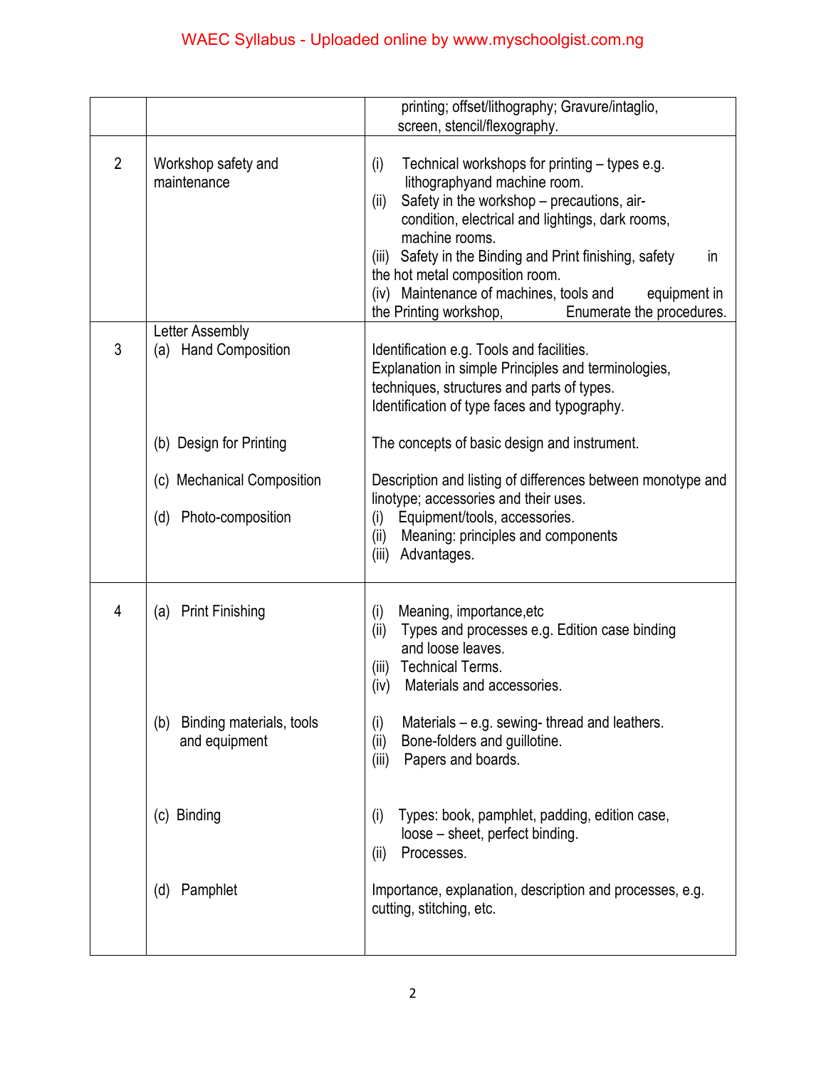| | | |
|---|---|---|
| | | printing; offset/lithography; Gravure/intaglio, screen, stencil/flexography. |
| 2 | Workshop safety and maintenance | (i) Technical workshops for printing – types e.g. lithographyand machine room.<br>(ii) Safety in the workshop – precautions, air-condition, electrical and lightings, dark rooms, machine rooms.<br>(iii) Safety in the Binding and Print finishing, safety in the hot metal composition room.<br>(iv) Maintenance of machines, tools and equipment in the Printing workshop, Enumerate the procedures. |
| 3 | Letter Assembly<br>(a) Hand Composition | Identification e.g. Tools and facilities.<br>Explanation in simple Principles and terminologies, techniques, structures and parts of types.<br>Identification of type faces and typography. |
| | (b) Design for Printing | The concepts of basic design and instrument. |
| | (c) Mechanical Composition | Description and listing of differences between monotype and linotype; accessories and their uses. |
| | (d) Photo-composition | (i) Equipment/tools, accessories.<br>(ii) Meaning: principles and components<br>(iii) Advantages. |
| 4 | (a) Print Finishing | (i) Meaning, importance,etc<br>(ii) Types and processes e.g. Edition case binding and loose leaves.<br>(iii) Technical Terms.<br>(iv) Materials and accessories. |
| | (b) Binding materials, tools and equipment | (i) Materials – e.g. sewing- thread and leathers.<br>(ii) Bone-folders and guillotine.<br>(iii) Papers and boards. |
| | (c) Binding | (i) Types: book, pamphlet, padding, edition case, loose – sheet, perfect binding.<br>(ii) Processes. |
| | (d) Pamphlet | Importance, explanation, description and processes, e.g. cutting, stitching, etc. |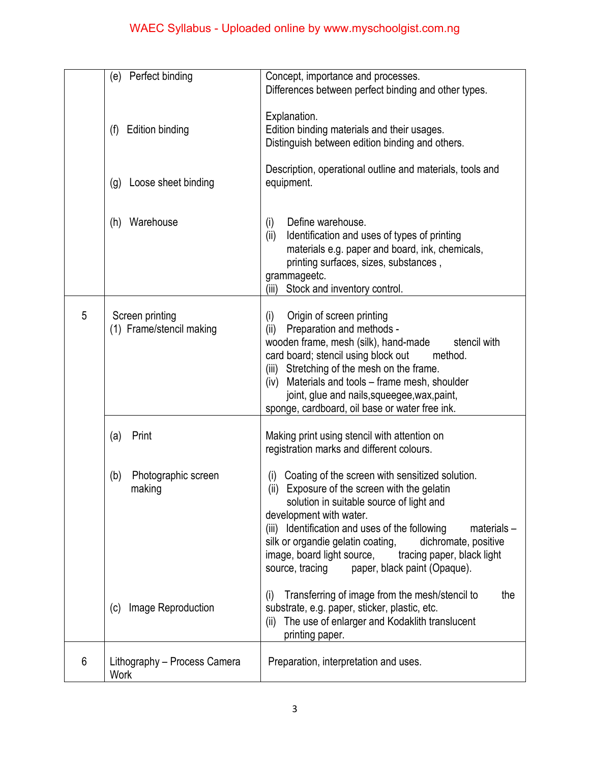| | | |
|---|---|---|
| | (e) Perfect binding | Concept, importance and processes.<br>Differences between perfect binding and other types. |
| | (f) Edition binding | Explanation.<br>Edition binding materials and their usages.<br>Distinguish between edition binding and others. |
| | (g) Loose sheet binding | Description, operational outline and materials, tools and equipment. |
| | (h) Warehouse | (i) Define warehouse.<br>(ii) Identification and uses of types of printing materials e.g. paper and board, ink, chemicals, printing surfaces, sizes, substances , grammageetc.<br>(iii) Stock and inventory control. |
| 5 | Screen printing<br>(1) Frame/stencil making | (i) Origin of screen printing<br>(ii) Preparation and methods - wooden frame, mesh (silk), hand-made stencil with card board; stencil using block out method.<br>(iii) Stretching of the mesh on the frame.<br>(iv) Materials and tools – frame mesh, shoulder joint, glue and nails,squeegee,wax,paint, sponge, cardboard, oil base or water free ink. |
| | (a) Print | Making print using stencil with attention on registration marks and different colours. |
| | (b) Photographic screen making | (i) Coating of the screen with sensitized solution.<br>(ii) Exposure of the screen with the gelatin solution in suitable source of light and development with water.<br>(iii) Identification and uses of the following materials – silk or organdie gelatin coating, dichromate, positive image, board light source, tracing paper, black light source, tracing paper, black paint (Opaque). |
| | (c) Image Reproduction | (i) Transferring of image from the mesh/stencil to the substrate, e.g. paper, sticker, plastic, etc.<br>(ii) The use of enlarger and Kodaklith translucent printing paper. |
| 6 | Lithography – Process Camera Work | Preparation, interpretation and uses. |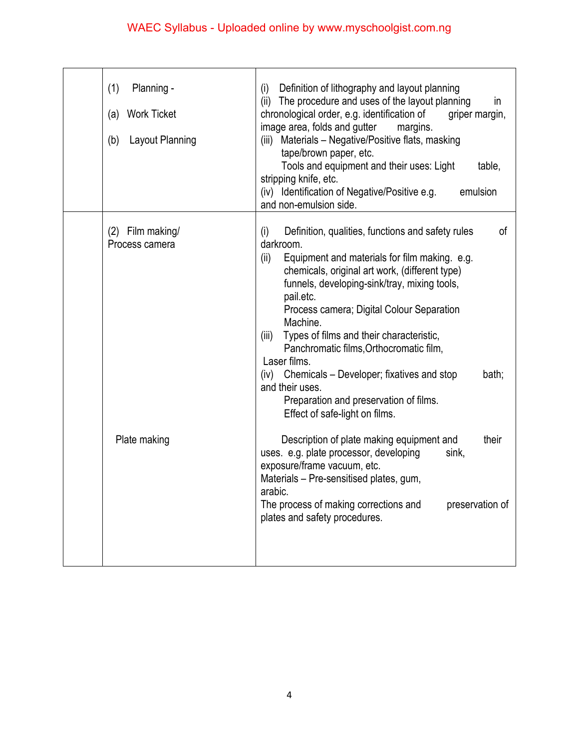|  |  |  |
|---|---|---|
|  | (1) Planning -<br><br>(a) Work Ticket<br><br>(b) Layout Planning | (i) Definition of lithography and layout planning<br>(ii) The procedure and uses of the layout planning in chronological order, e.g. identification of griper margin, image area, folds and gutter margins.<br>(iii) Materials – Negative/Positive flats, masking tape/brown paper, etc.<br>Tools and equipment and their uses: Light table, stripping knife, etc.<br>(iv) Identification of Negative/Positive e.g. emulsion and non-emulsion side. |
|  | (2) Film making/ Process camera<br><br><br><br><br><br><br><br><br><br><br><br><br><br>Plate making | (i) Definition, qualities, functions and safety rules of darkroom.<br>(ii) Equipment and materials for film making. e.g. chemicals, original art work, (different type) funnels, developing-sink/tray, mixing tools, pail.etc.<br>Process camera; Digital Colour Separation Machine.<br>(iii) Types of films and their characteristic, Panchromatic films,Orthocromatic film, Laser films.<br>(iv) Chemicals – Developer; fixatives and stop bath; and their uses.<br>Preparation and preservation of films.<br>Effect of safe-light on films.<br><br>Description of plate making equipment and their uses. e.g. plate processor, developing sink, exposure/frame vacuum, etc.<br>Materials – Pre-sensitised plates, gum, arabic.<br>The process of making corrections and preservation of plates and safety procedures. |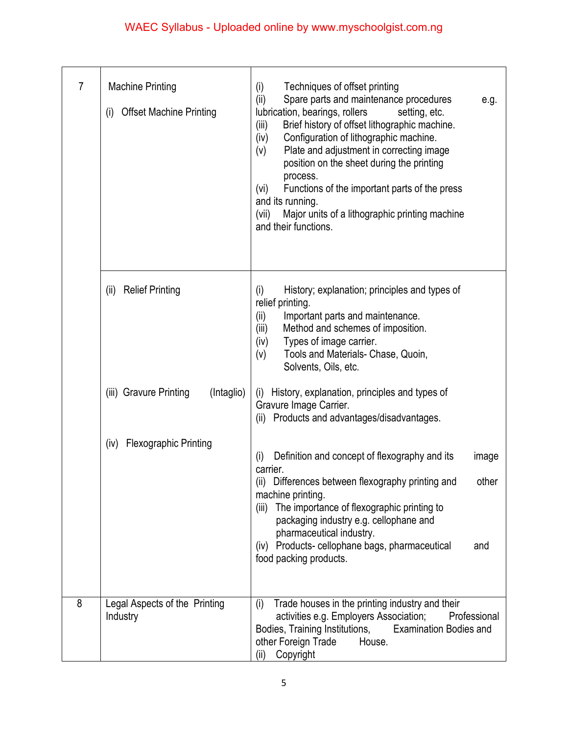| | | |
|---|---|---|
| 7 | Machine Printing<br><br>(i) Offset Machine Printing | (i) Techniques of offset printing<br>(ii) Spare parts and maintenance procedures e.g. lubrication, bearings, rollers setting, etc.<br>(iii) Brief history of offset lithographic machine.<br>(iv) Configuration of lithographic machine.<br>(v) Plate and adjustment in correcting image position on the sheet during the printing process.<br>(vi) Functions of the important parts of the press and its running.<br>(vii) Major units of a lithographic printing machine and their functions. |
| | (ii) Relief Printing<br><br>(iii) Gravure Printing (Intaglio)<br><br>(iv) Flexographic Printing | (i) History; explanation; principles and types of relief printing.<br>(ii) Important parts and maintenance.<br>(iii) Method and schemes of imposition.<br>(iv) Types of image carrier.<br>(v) Tools and Materials- Chase, Quoin, Solvents, Oils, etc.<br><br>(i) History, explanation, principles and types of Gravure Image Carrier.<br>(ii) Products and advantages/disadvantages.<br><br>(i) Definition and concept of flexography and its image carrier.<br>(ii) Differences between flexography printing and other machine printing.<br>(iii) The importance of flexographic printing to packaging industry e.g. cellophane and pharmaceutical industry.<br>(iv) Products- cellophane bags, pharmaceutical and food packing products. |
| 8 | Legal Aspects of the Printing Industry | (i) Trade houses in the printing industry and their activities e.g. Employers Association; Professional Bodies, Training Institutions, Examination Bodies and other Foreign Trade House.<br>(ii) Copyright |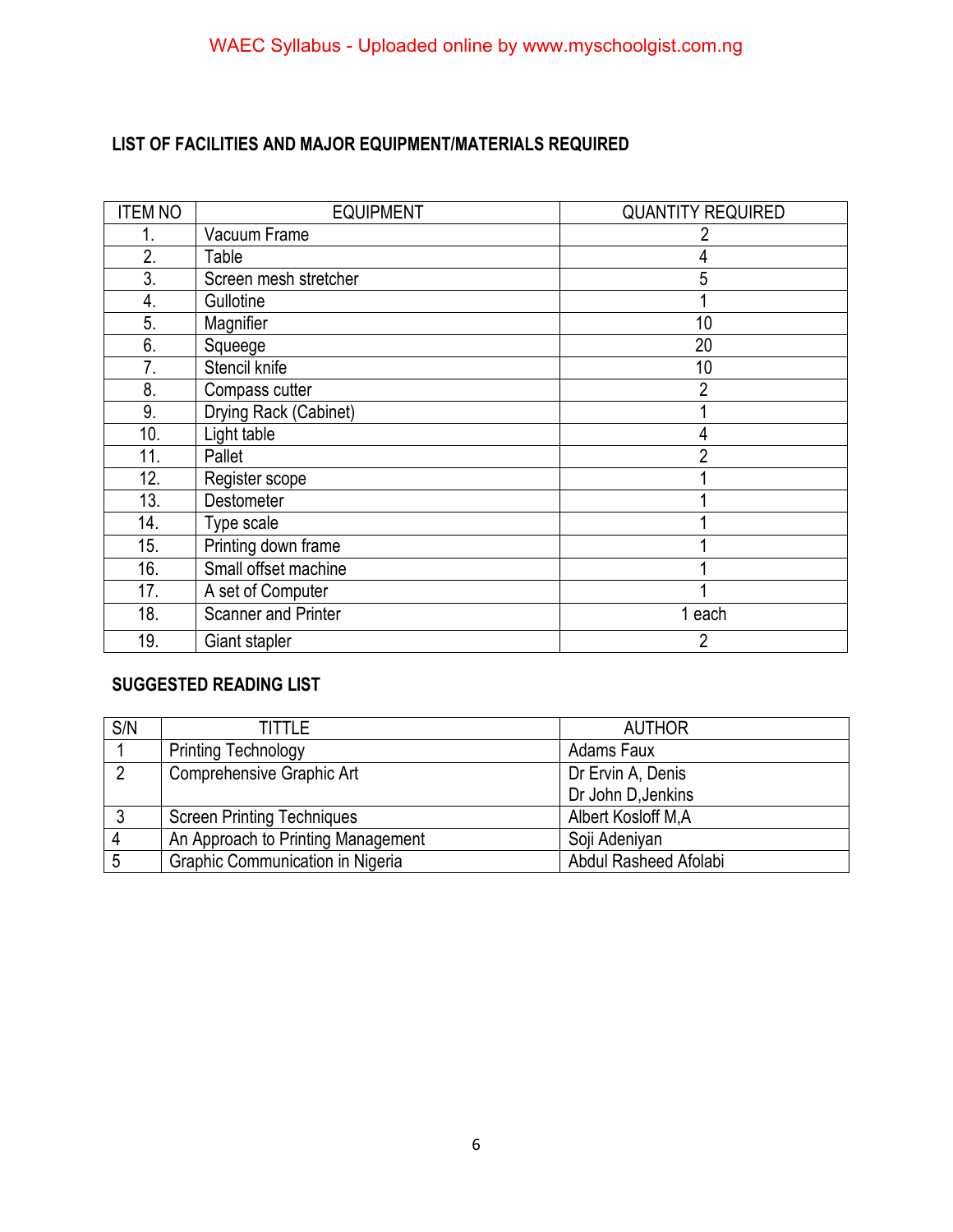## LIST OF FACILITIES AND MAJOR EQUIPMENT/MATERIALS REQUIRED

| ITEM NO | EQUIPMENT | QUANTITY REQUIRED |
|---|---|---|
| 1. | Vacuum Frame | 2 |
| 2. | Table | 4 |
| 3. | Screen mesh stretcher | 5 |
| 4. | Gullotine | 1 |
| 5. | Magnifier | 10 |
| 6. | Squeege | 20 |
| 7. | Stencil knife | 10 |
| 8. | Compass cutter | 2 |
| 9. | Drying Rack (Cabinet) | 1 |
| 10. | Light table | 4 |
| 11. | Pallet | 2 |
| 12. | Register scope | 1 |
| 13. | Destometer | 1 |
| 14. | Type scale | 1 |
| 15. | Printing down frame | 1 |
| 16. | Small offset machine | 1 |
| 17. | A set of Computer | 1 |
| 18. | Scanner and Printer | 1 each |
| 19. | Giant stapler | 2 |

## SUGGESTED READING LIST

| S/N | TITTLE | AUTHOR |
|---|---|---|
| 1 | Printing Technology | Adams Faux |
| 2 | Comprehensive Graphic Art | Dr Ervin A, Denis<br>Dr John D,Jenkins |
| 3 | Screen Printing Techniques | Albert Kosloff M,A |
| 4 | An Approach to Printing Management | Soji Adeniyan |
| 5 | Graphic Communication in Nigeria | Abdul Rasheed Afolabi |